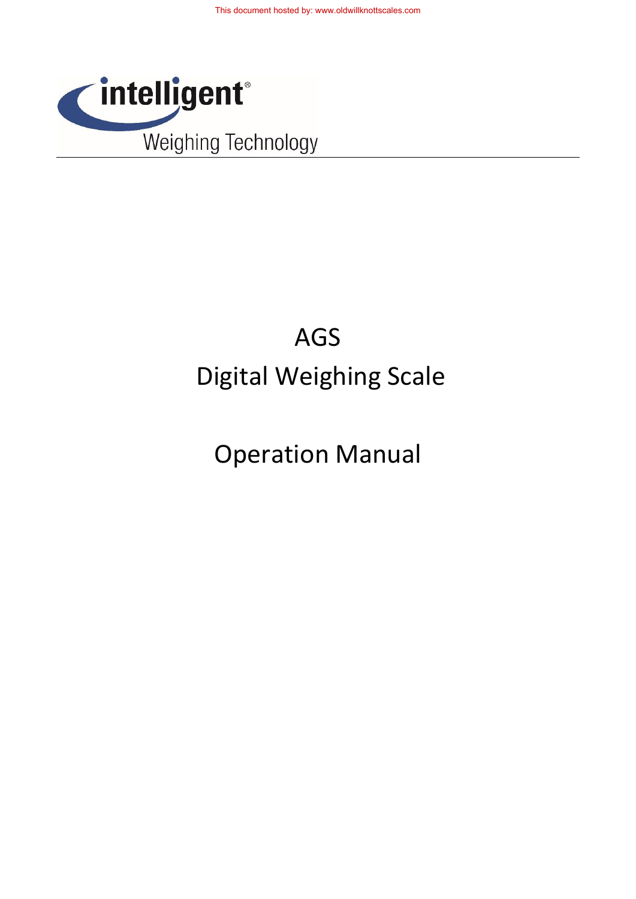intelligent®

Weighing Technology

# AGS

# Digital Weighing Scale

# Operation Manual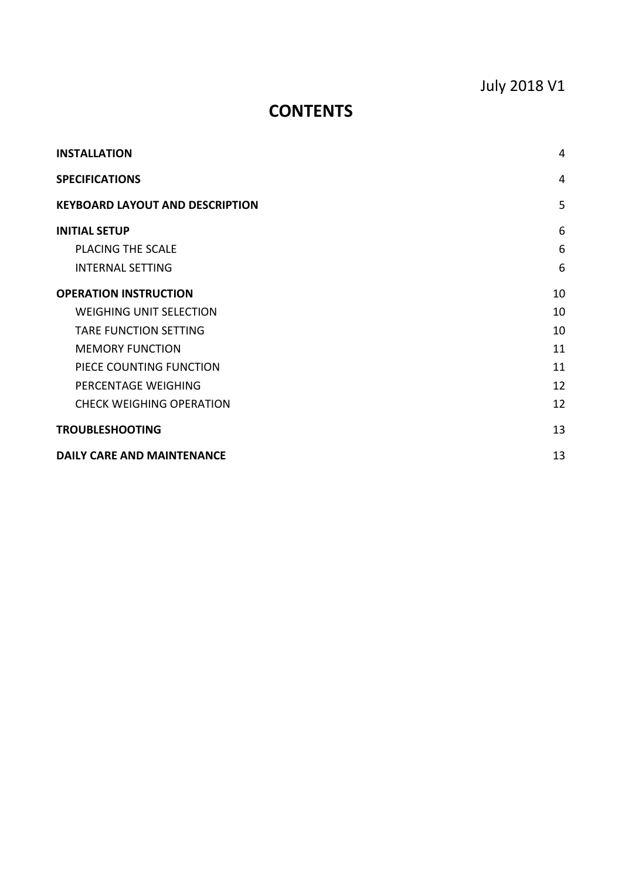July 2018 V1

# CONTENTS

| | |
|---|---|
| **INSTALLATION** | 4 |
| **SPECIFICATIONS** | 4 |
| **KEYBOARD LAYOUT AND DESCRIPTION** | 5 |
| **INITIAL SETUP** | 6 |
| PLACING THE SCALE | 6 |
| INTERNAL SETTING | 6 |
| **OPERATION INSTRUCTION** | 10 |
| WEIGHING UNIT SELECTION | 10 |
| TARE FUNCTION SETTING | 10 |
| MEMORY FUNCTION | 11 |
| PIECE COUNTING FUNCTION | 11 |
| PERCENTAGE WEIGHING | 12 |
| CHECK WEIGHING OPERATION | 12 |
| **TROUBLESHOOTING** | 13 |
| **DAILY CARE AND MAINTENANCE** | 13 |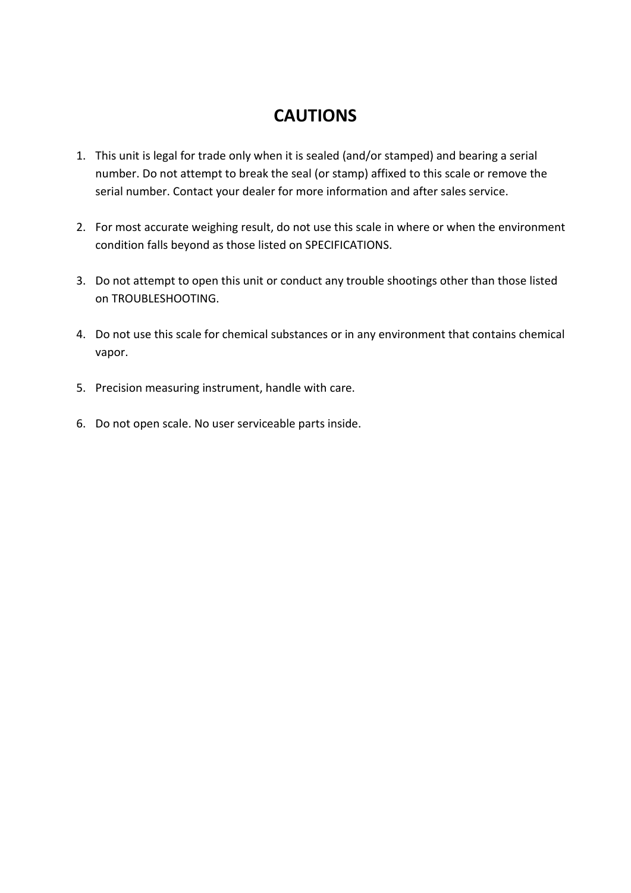# CAUTIONS

1. This unit is legal for trade only when it is sealed (and/or stamped) and bearing a serial number. Do not attempt to break the seal (or stamp) affixed to this scale or remove the serial number. Contact your dealer for more information and after sales service.

2. For most accurate weighing result, do not use this scale in where or when the environment condition falls beyond as those listed on SPECIFICATIONS.

3. Do not attempt to open this unit or conduct any trouble shootings other than those listed on TROUBLESHOOTING.

4. Do not use this scale for chemical substances or in any environment that contains chemical vapor.

5. Precision measuring instrument, handle with care.

6. Do not open scale. No user serviceable parts inside.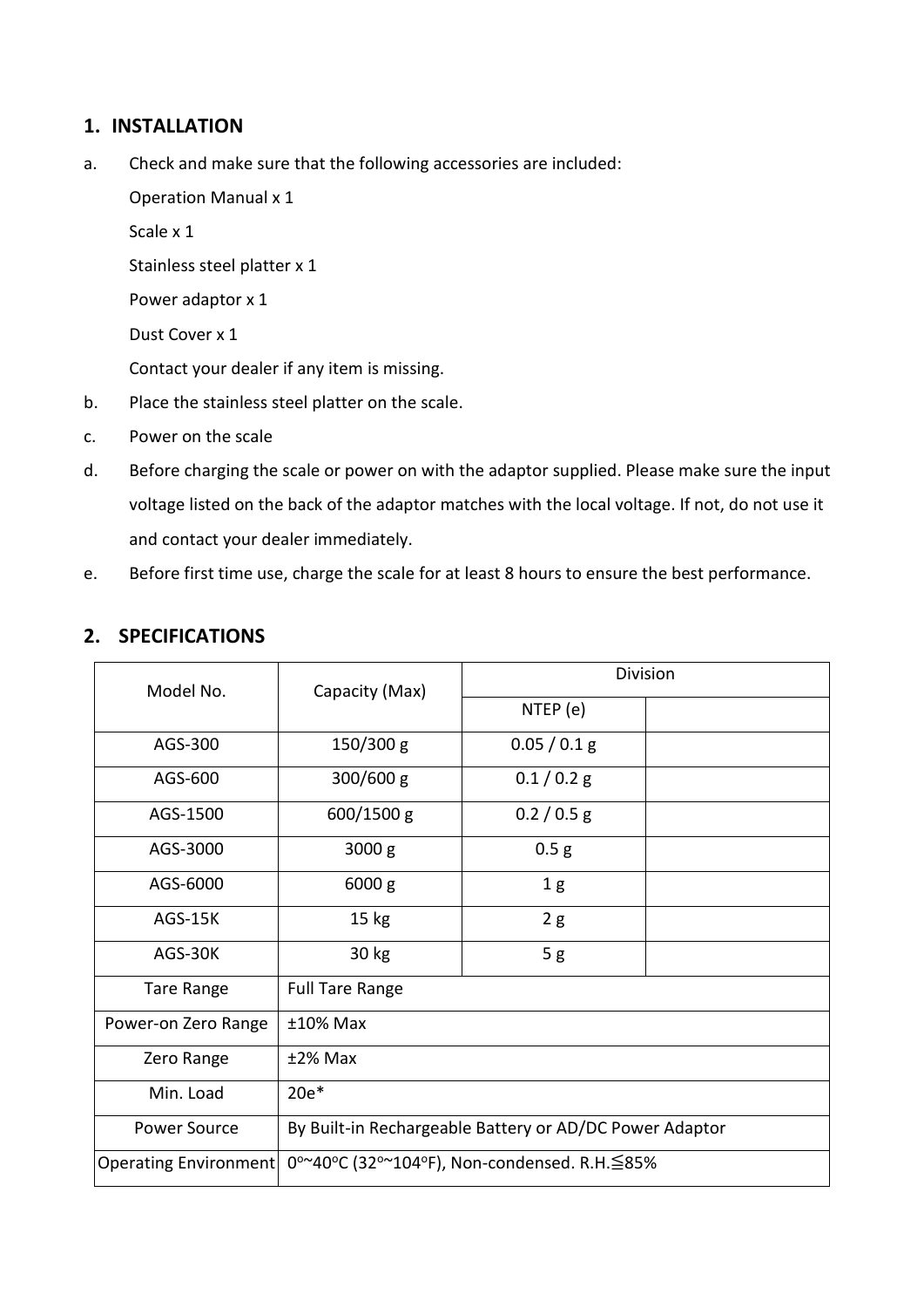## 1. INSTALLATION

a. Check and make sure that the following accessories are included:

   Operation Manual x 1

   Scale x 1

   Stainless steel platter x 1

   Power adaptor x 1

   Dust Cover x 1

   Contact your dealer if any item is missing.

b. Place the stainless steel platter on the scale.

c. Power on the scale

d. Before charging the scale or power on with the adaptor supplied. Please make sure the input voltage listed on the back of the adaptor matches with the local voltage. If not, do not use it and contact your dealer immediately.

e. Before first time use, charge the scale for at least 8 hours to ensure the best performance.

## 2. SPECIFICATIONS

| Model No. | Capacity (Max) | Division | |
|---|---|---|---|
| | | NTEP (e) | |
| AGS-300 | 150/300 g | 0.05 / 0.1 g | |
| AGS-600 | 300/600 g | 0.1 / 0.2 g | |
| AGS-1500 | 600/1500 g | 0.2 / 0.5 g | |
| AGS-3000 | 3000 g | 0.5 g | |
| AGS-6000 | 6000 g | 1 g | |
| AGS-15K | 15 kg | 2 g | |
| AGS-30K | 30 kg | 5 g | |
| Tare Range | Full Tare Range | | |
| Power-on Zero Range | ±10% Max | | |
| Zero Range | ±2% Max | | |
| Min. Load | 20e* | | |
| Power Source | By Built-in Rechargeable Battery or AD/DC Power Adaptor | | |
| Operating Environment | 0°~40°C (32°~104°F), Non-condensed. R.H.≦85% | | |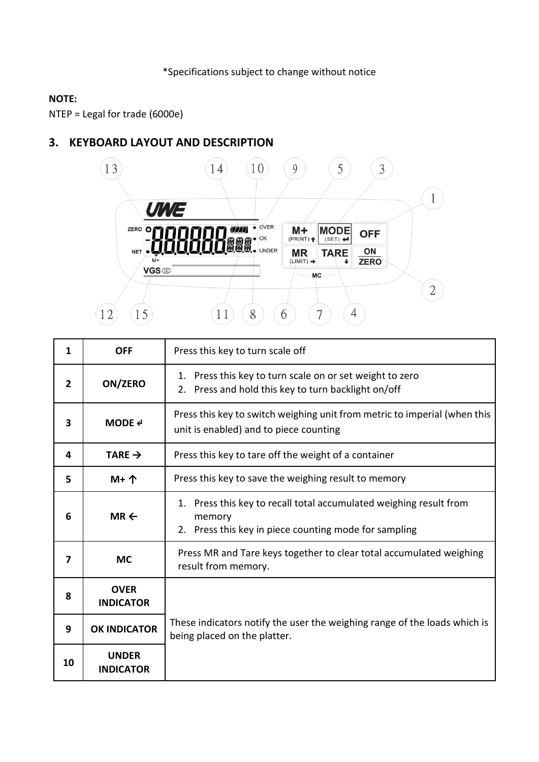*Specifications subject to change without notice

**NOTE:**
NTEP = Legal for trade (6000e)

## 3. KEYBOARD LAYOUT AND DESCRIPTION

| 1 | **OFF** | Press this key to turn scale off |
|---|---|---|
| **2** | **ON/ZERO** | 1. Press this key to turn scale on or set weight to zero<br>2. Press and hold this key to turn backlight on/off |
| **3** | **MODE ↵** | Press this key to switch weighing unit from metric to imperial (when this unit is enabled) and to piece counting |
| **4** | **TARE →** | Press this key to tare off the weight of a container |
| **5** | **M+ ↑** | Press this key to save the weighing result to memory |
| **6** | **MR ←** | 1. Press this key to recall total accumulated weighing result from memory<br>2. Press this key in piece counting mode for sampling |
| **7** | **MC** | Press MR and Tare keys together to clear total accumulated weighing result from memory. |
| **8** | **OVER INDICATOR** | These indicators notify the user the weighing range of the loads which is being placed on the platter. |
| **9** | **OK INDICATOR** | |
| **10** | **UNDER INDICATOR** | |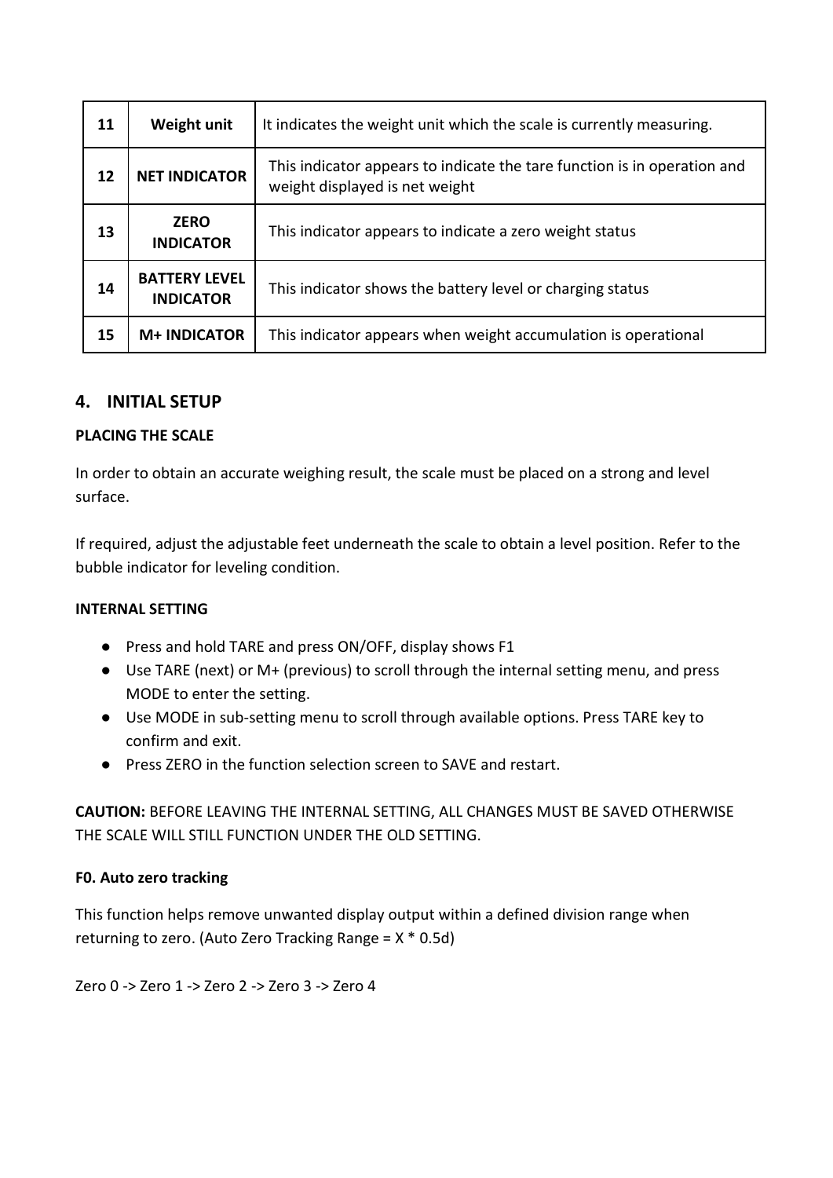| 11 | **Weight unit** | It indicates the weight unit which the scale is currently measuring. |
|---|---|---|
| 12 | **NET INDICATOR** | This indicator appears to indicate the tare function is in operation and weight displayed is net weight |
| 13 | **ZERO INDICATOR** | This indicator appears to indicate a zero weight status |
| 14 | **BATTERY LEVEL INDICATOR** | This indicator shows the battery level or charging status |
| 15 | **M+ INDICATOR** | This indicator appears when weight accumulation is operational |

## 4. INITIAL SETUP

**PLACING THE SCALE**

In order to obtain an accurate weighing result, the scale must be placed on a strong and level surface.

If required, adjust the adjustable feet underneath the scale to obtain a level position. Refer to the bubble indicator for leveling condition.

**INTERNAL SETTING**

- Press and hold TARE and press ON/OFF, display shows F1
- Use TARE (next) or M+ (previous) to scroll through the internal setting menu, and press MODE to enter the setting.
- Use MODE in sub-setting menu to scroll through available options. Press TARE key to confirm and exit.
- Press ZERO in the function selection screen to SAVE and restart.

**CAUTION:** BEFORE LEAVING THE INTERNAL SETTING, ALL CHANGES MUST BE SAVED OTHERWISE THE SCALE WILL STILL FUNCTION UNDER THE OLD SETTING.

**F0. Auto zero tracking**

This function helps remove unwanted display output within a defined division range when returning to zero. (Auto Zero Tracking Range = X * 0.5d)

Zero 0 -> Zero 1 -> Zero 2 -> Zero 3 -> Zero 4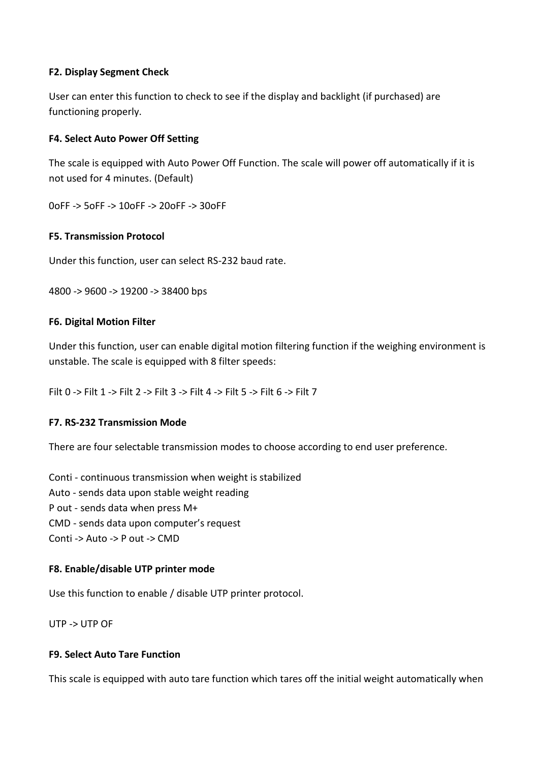**F2. Display Segment Check**

User can enter this function to check to see if the display and backlight (if purchased) are functioning properly.

**F4. Select Auto Power Off Setting**

The scale is equipped with Auto Power Off Function. The scale will power off automatically if it is not used for 4 minutes. (Default)

0oFF -> 5oFF -> 10oFF -> 20oFF -> 30oFF

**F5. Transmission Protocol**

Under this function, user can select RS-232 baud rate.

4800 -> 9600 -> 19200 -> 38400 bps

**F6. Digital Motion Filter**

Under this function, user can enable digital motion filtering function if the weighing environment is unstable. The scale is equipped with 8 filter speeds:

Filt 0 -> Filt 1 -> Filt 2 -> Filt 3 -> Filt 4 -> Filt 5 -> Filt 6 -> Filt 7

**F7. RS-232 Transmission Mode**

There are four selectable transmission modes to choose according to end user preference.

Conti - continuous transmission when weight is stabilized
Auto - sends data upon stable weight reading
P out - sends data when press M+
CMD - sends data upon computer's request
Conti -> Auto -> P out -> CMD

**F8. Enable/disable UTP printer mode**

Use this function to enable / disable UTP printer protocol.

UTP -> UTP OF

**F9. Select Auto Tare Function**

This scale is equipped with auto tare function which tares off the initial weight automatically when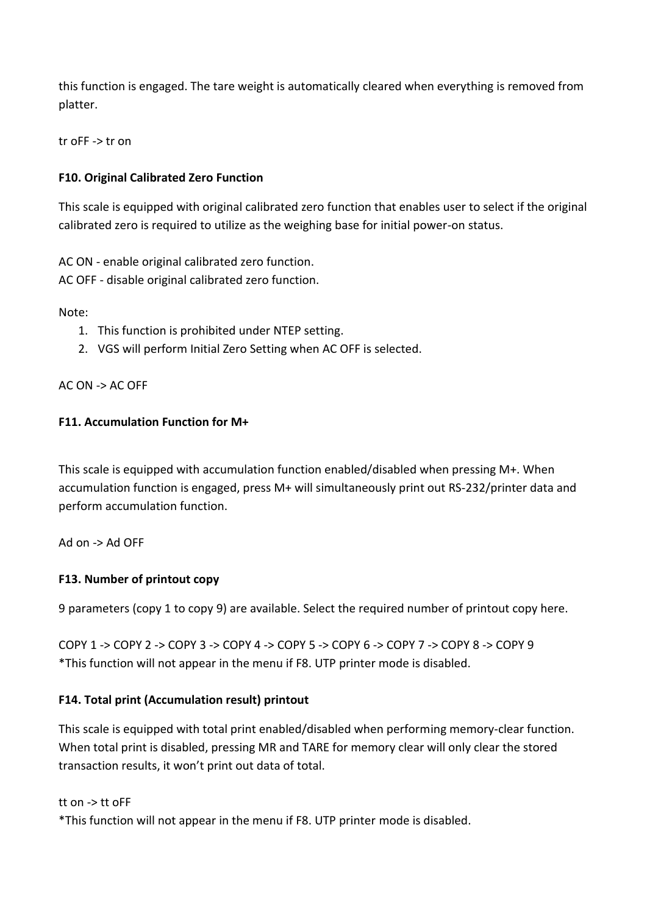this function is engaged. The tare weight is automatically cleared when everything is removed from platter.

tr oFF -> tr on

**F10. Original Calibrated Zero Function**

This scale is equipped with original calibrated zero function that enables user to select if the original calibrated zero is required to utilize as the weighing base for initial power-on status.

AC ON - enable original calibrated zero function.
AC OFF - disable original calibrated zero function.

Note:

1. This function is prohibited under NTEP setting.
2. VGS will perform Initial Zero Setting when AC OFF is selected.

AC ON -> AC OFF

**F11. Accumulation Function for M+**

This scale is equipped with accumulation function enabled/disabled when pressing M+. When accumulation function is engaged, press M+ will simultaneously print out RS-232/printer data and perform accumulation function.

Ad on -> Ad OFF

**F13. Number of printout copy**

9 parameters (copy 1 to copy 9) are available. Select the required number of printout copy here.

COPY 1 -> COPY 2 -> COPY 3 -> COPY 4 -> COPY 5 -> COPY 6 -> COPY 7 -> COPY 8 -> COPY 9
*This function will not appear in the menu if F8. UTP printer mode is disabled.

**F14. Total print (Accumulation result) printout**

This scale is equipped with total print enabled/disabled when performing memory-clear function. When total print is disabled, pressing MR and TARE for memory clear will only clear the stored transaction results, it won't print out data of total.

tt on -> tt oFF
*This function will not appear in the menu if F8. UTP printer mode is disabled.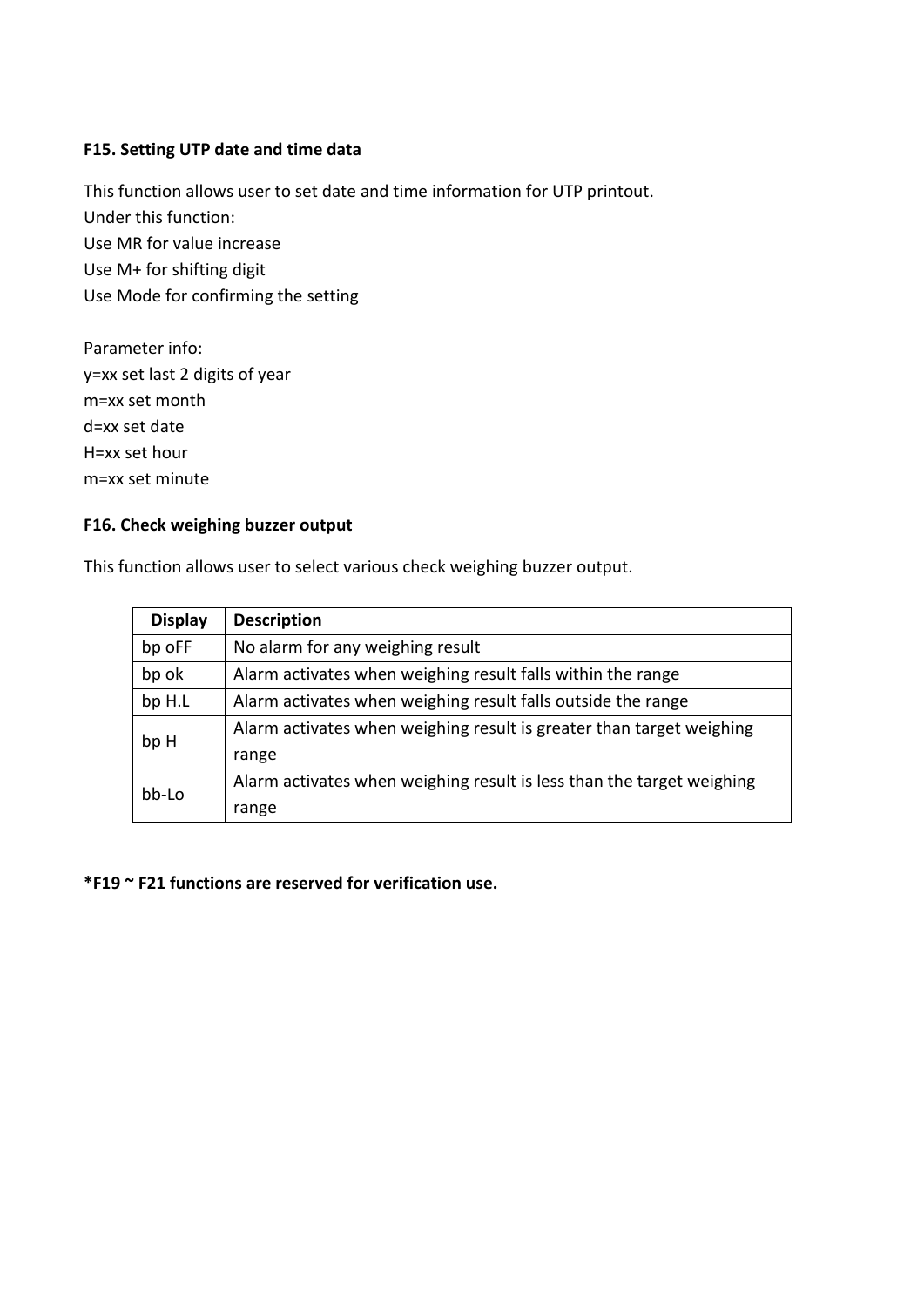**F15. Setting UTP date and time data**

This function allows user to set date and time information for UTP printout.
Under this function:
Use MR for value increase
Use M+ for shifting digit
Use Mode for confirming the setting

Parameter info:
y=xx set last 2 digits of year
m=xx set month
d=xx set date
H=xx set hour
m=xx set minute

**F16. Check weighing buzzer output**

This function allows user to select various check weighing buzzer output.

| Display | Description |
|---|---|
| bp oFF | No alarm for any weighing result |
| bp ok | Alarm activates when weighing result falls within the range |
| bp H.L | Alarm activates when weighing result falls outside the range |
| bp H | Alarm activates when weighing result is greater than target weighing range |
| bb-Lo | Alarm activates when weighing result is less than the target weighing range |

**\*F19 ~ F21 functions are reserved for verification use.**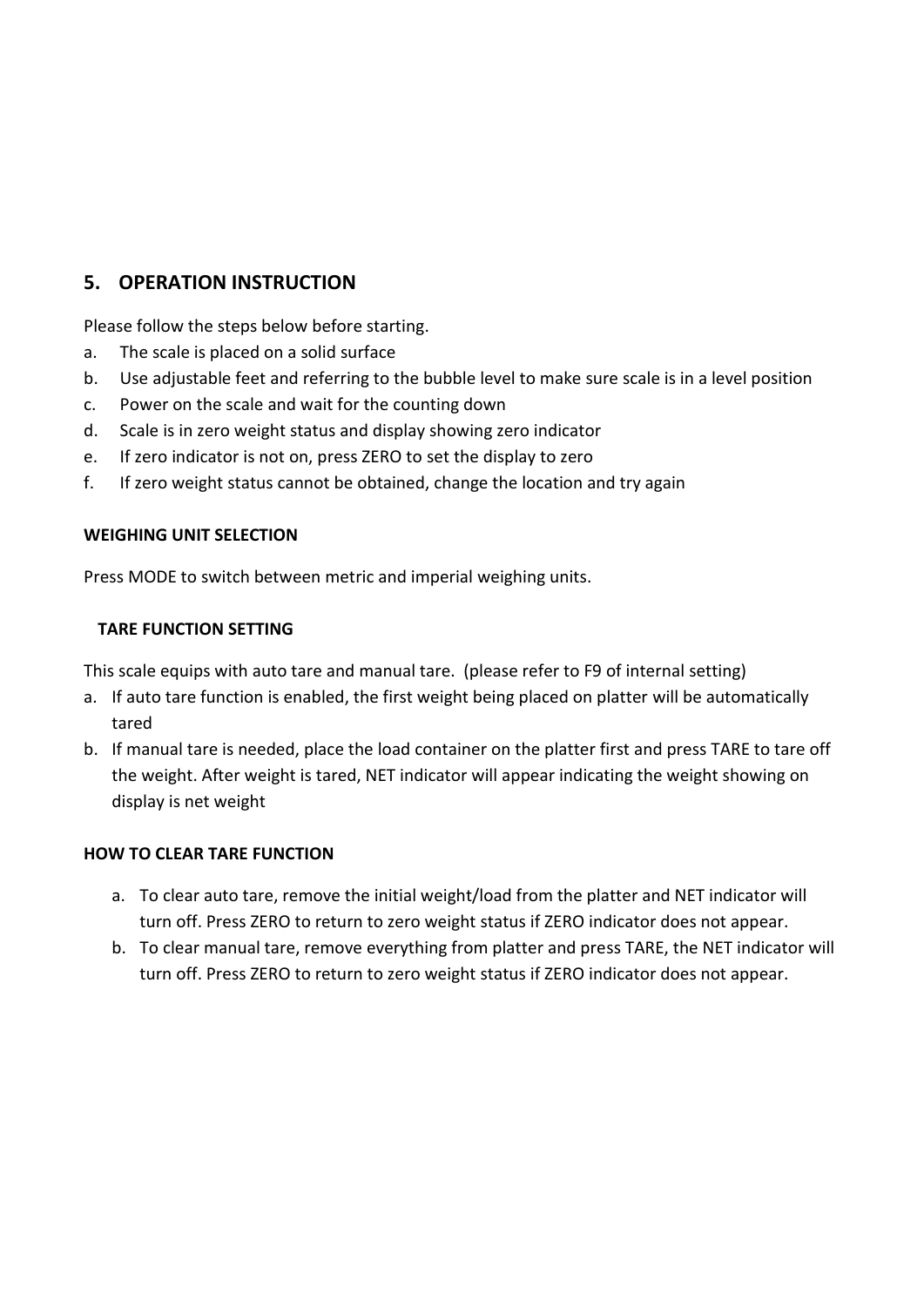## 5. OPERATION INSTRUCTION

Please follow the steps below before starting.

a. The scale is placed on a solid surface
b. Use adjustable feet and referring to the bubble level to make sure scale is in a level position
c. Power on the scale and wait for the counting down
d. Scale is in zero weight status and display showing zero indicator
e. If zero indicator is not on, press ZERO to set the display to zero
f. If zero weight status cannot be obtained, change the location and try again

**WEIGHING UNIT SELECTION**

Press MODE to switch between metric and imperial weighing units.

**TARE FUNCTION SETTING**

This scale equips with auto tare and manual tare. (please refer to F9 of internal setting)

a. If auto tare function is enabled, the first weight being placed on platter will be automatically tared
b. If manual tare is needed, place the load container on the platter first and press TARE to tare off the weight. After weight is tared, NET indicator will appear indicating the weight showing on display is net weight

**HOW TO CLEAR TARE FUNCTION**

a. To clear auto tare, remove the initial weight/load from the platter and NET indicator will turn off. Press ZERO to return to zero weight status if ZERO indicator does not appear.
b. To clear manual tare, remove everything from platter and press TARE, the NET indicator will turn off. Press ZERO to return to zero weight status if ZERO indicator does not appear.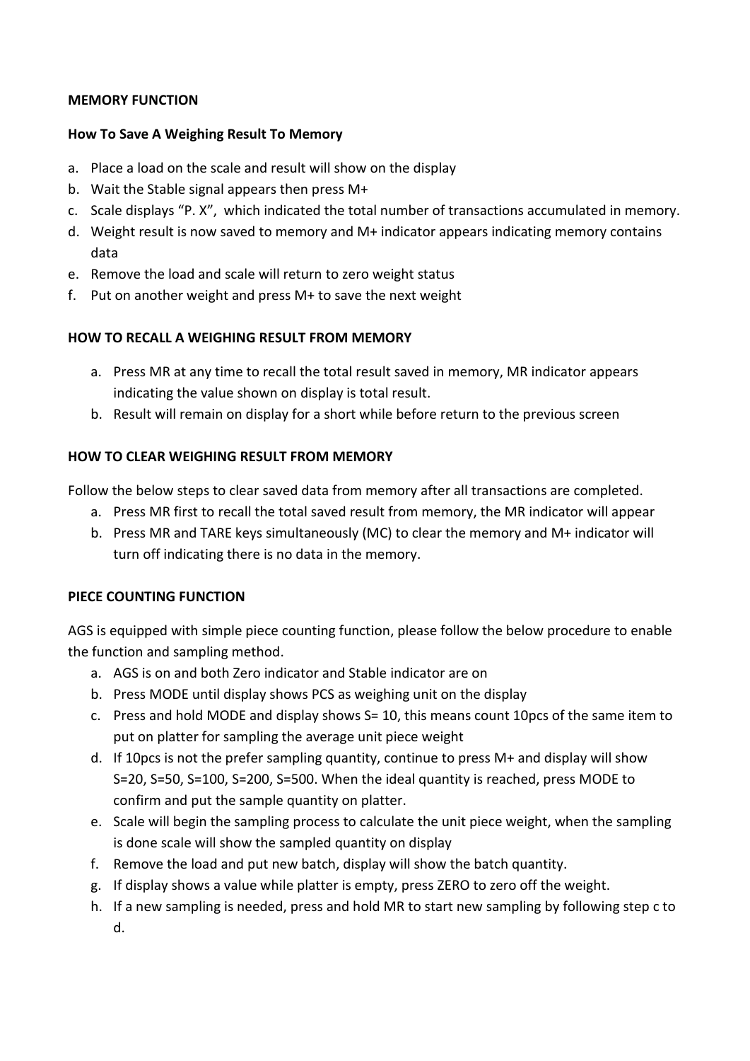### MEMORY FUNCTION

**How To Save A Weighing Result To Memory**

a. Place a load on the scale and result will show on the display
b. Wait the Stable signal appears then press M+
c. Scale displays "P. X", which indicated the total number of transactions accumulated in memory.
d. Weight result is now saved to memory and M+ indicator appears indicating memory contains data
e. Remove the load and scale will return to zero weight status
f. Put on another weight and press M+ to save the next weight

**HOW TO RECALL A WEIGHING RESULT FROM MEMORY**

a. Press MR at any time to recall the total result saved in memory, MR indicator appears indicating the value shown on display is total result.
b. Result will remain on display for a short while before return to the previous screen

**HOW TO CLEAR WEIGHING RESULT FROM MEMORY**

Follow the below steps to clear saved data from memory after all transactions are completed.

a. Press MR first to recall the total saved result from memory, the MR indicator will appear
b. Press MR and TARE keys simultaneously (MC) to clear the memory and M+ indicator will turn off indicating there is no data in the memory.

### PIECE COUNTING FUNCTION

AGS is equipped with simple piece counting function, please follow the below procedure to enable the function and sampling method.

a. AGS is on and both Zero indicator and Stable indicator are on
b. Press MODE until display shows PCS as weighing unit on the display
c. Press and hold MODE and display shows S= 10, this means count 10pcs of the same item to put on platter for sampling the average unit piece weight
d. If 10pcs is not the prefer sampling quantity, continue to press M+ and display will show S=20, S=50, S=100, S=200, S=500. When the ideal quantity is reached, press MODE to confirm and put the sample quantity on platter.
e. Scale will begin the sampling process to calculate the unit piece weight, when the sampling is done scale will show the sampled quantity on display
f. Remove the load and put new batch, display will show the batch quantity.
g. If display shows a value while platter is empty, press ZERO to zero off the weight.
h. If a new sampling is needed, press and hold MR to start new sampling by following step c to d.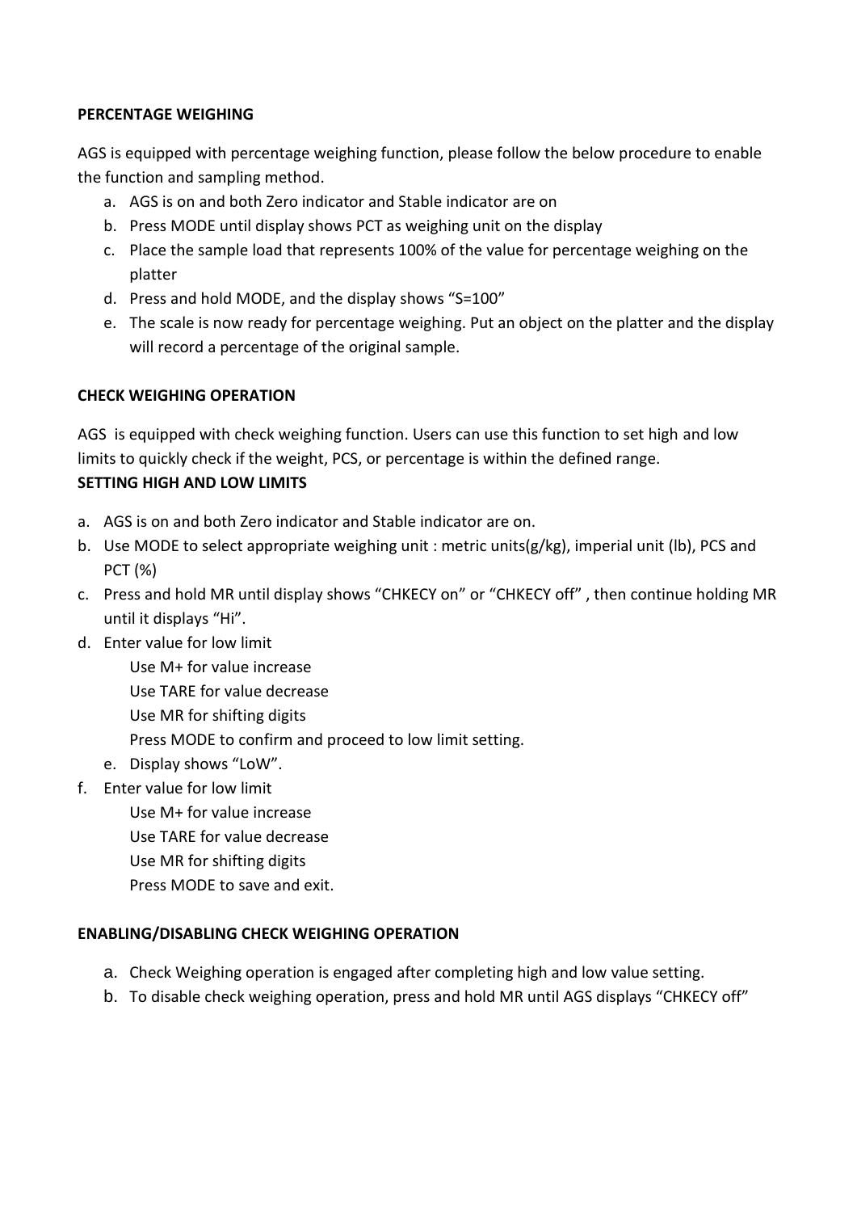### PERCENTAGE WEIGHING

AGS is equipped with percentage weighing function, please follow the below procedure to enable the function and sampling method.

a. AGS is on and both Zero indicator and Stable indicator are on
b. Press MODE until display shows PCT as weighing unit on the display
c. Place the sample load that represents 100% of the value for percentage weighing on the platter
d. Press and hold MODE, and the display shows “S=100”
e. The scale is now ready for percentage weighing. Put an object on the platter and the display will record a percentage of the original sample.

### CHECK WEIGHING OPERATION

AGS is equipped with check weighing function. Users can use this function to set high and low limits to quickly check if the weight, PCS, or percentage is within the defined range.

**SETTING HIGH AND LOW LIMITS**

a. AGS is on and both Zero indicator and Stable indicator are on.
b. Use MODE to select appropriate weighing unit : metric units(g/kg), imperial unit (lb), PCS and PCT (%)
c. Press and hold MR until display shows “CHKECY on” or “CHKECY off” , then continue holding MR until it displays “Hi”.
d. Enter value for low limit
   Use M+ for value increase
   Use TARE for value decrease
   Use MR for shifting digits
   Press MODE to confirm and proceed to low limit setting.
   e. Display shows “LoW”.
f. Enter value for low limit
   Use M+ for value increase
   Use TARE for value decrease
   Use MR for shifting digits
   Press MODE to save and exit.

### ENABLING/DISABLING CHECK WEIGHING OPERATION

a. Check Weighing operation is engaged after completing high and low value setting.
b. To disable check weighing operation, press and hold MR until AGS displays “CHKECY off”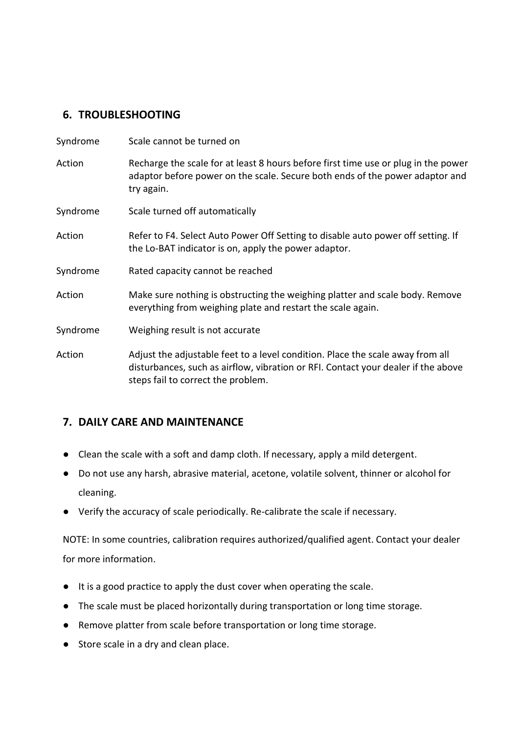## 6. TROUBLESHOOTING

| | |
|---|---|
| Syndrome | Scale cannot be turned on |
| Action | Recharge the scale for at least 8 hours before first time use or plug in the power adaptor before power on the scale. Secure both ends of the power adaptor and try again. |
| Syndrome | Scale turned off automatically |
| Action | Refer to F4. Select Auto Power Off Setting to disable auto power off setting. If the Lo-BAT indicator is on, apply the power adaptor. |
| Syndrome | Rated capacity cannot be reached |
| Action | Make sure nothing is obstructing the weighing platter and scale body. Remove everything from weighing plate and restart the scale again. |
| Syndrome | Weighing result is not accurate |
| Action | Adjust the adjustable feet to a level condition. Place the scale away from all disturbances, such as airflow, vibration or RFI. Contact your dealer if the above steps fail to correct the problem. |

## 7. DAILY CARE AND MAINTENANCE

- Clean the scale with a soft and damp cloth. If necessary, apply a mild detergent.
- Do not use any harsh, abrasive material, acetone, volatile solvent, thinner or alcohol for cleaning.
- Verify the accuracy of scale periodically. Re-calibrate the scale if necessary.

NOTE: In some countries, calibration requires authorized/qualified agent. Contact your dealer for more information.

- It is a good practice to apply the dust cover when operating the scale.
- The scale must be placed horizontally during transportation or long time storage.
- Remove platter from scale before transportation or long time storage.
- Store scale in a dry and clean place.